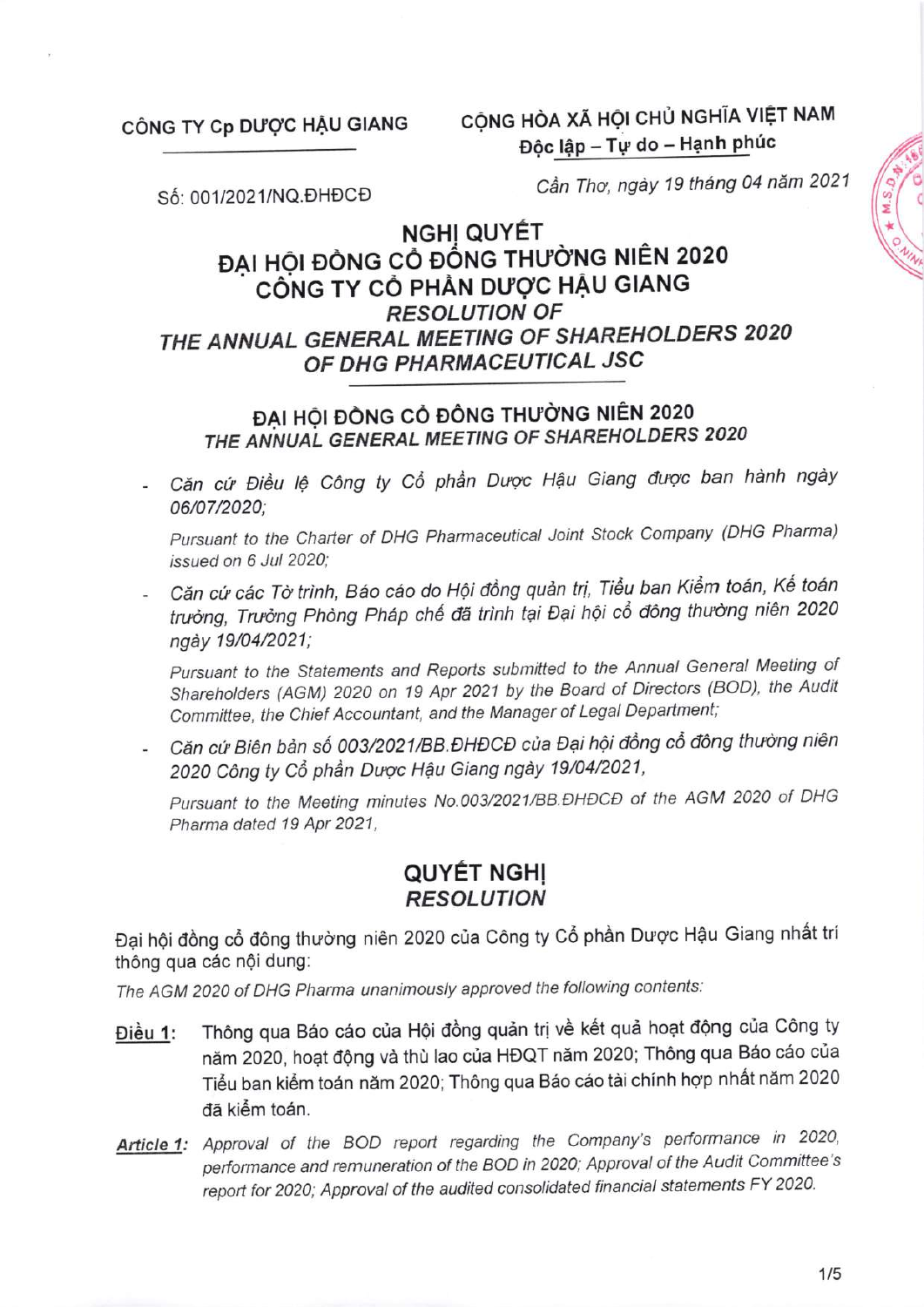CÔNG TY Cp DƯỢC HẬU GIANG

CỘNG HÒA XÃ HỘI CHỦ NGHĨA VIỆT NAM
**Độc lập – Tự do – Hạnh phúc**

Số: 001/2021/NQ.ĐHĐCĐ

*Cần Thơ, ngày 19 tháng 04 năm 2021*

# NGHỊ QUYẾT
# ĐẠI HỘI ĐỒNG CỔ ĐÔNG THƯỜNG NIÊN 2020 CÔNG TY CỔ PHẦN DƯỢC HẬU GIANG
# *RESOLUTION OF THE ANNUAL GENERAL MEETING OF SHAREHOLDERS 2020 OF DHG PHARMACEUTICAL JSC*

## ĐẠI HỘI ĐỒNG CỔ ĐÔNG THƯỜNG NIÊN 2020
## *THE ANNUAL GENERAL MEETING OF SHAREHOLDERS 2020*

- *Căn cứ Điều lệ Công ty Cổ phần Dược Hậu Giang được ban hành ngày 06/07/2020;*

  *Pursuant to the Charter of DHG Pharmaceutical Joint Stock Company (DHG Pharma) issued on 6 Jul 2020;*

- *Căn cứ các Tờ trình, Báo cáo do Hội đồng quản trị, Tiểu ban Kiểm toán, Kế toán trưởng, Trưởng Phòng Pháp chế đã trình tại Đại hội cổ đông thường niên 2020 ngày 19/04/2021;*

  *Pursuant to the Statements and Reports submitted to the Annual General Meeting of Shareholders (AGM) 2020 on 19 Apr 2021 by the Board of Directors (BOD), the Audit Committee, the Chief Accountant, and the Manager of Legal Department;*

- *Căn cứ Biên bản số 003/2021/BB.ĐHĐCĐ của Đại hội đồng cổ đông thường niên 2020 Công ty Cổ phần Dược Hậu Giang ngày 19/04/2021,*

  *Pursuant to the Meeting minutes No.003/2021/BB.ĐHĐCĐ of the AGM 2020 of DHG Pharma dated 19 Apr 2021,*

## QUYẾT NGHỊ
## *RESOLUTION*

Đại hội đồng cổ đông thường niên 2020 của Công ty Cổ phần Dược Hậu Giang nhất trí thông qua các nội dung:

*The AGM 2020 of DHG Pharma unanimously approved the following contents:*

**Điều 1:** Thông qua Báo cáo của Hội đồng quản trị về kết quả hoạt động của Công ty năm 2020, hoạt động và thù lao của HĐQT năm 2020; Thông qua Báo cáo của Tiểu ban kiểm toán năm 2020; Thông qua Báo cáo tài chính hợp nhất năm 2020 đã kiểm toán.

***Article 1:*** *Approval of the BOD report regarding the Company's performance in 2020, performance and remuneration of the BOD in 2020; Approval of the Audit Committee's report for 2020; Approval of the audited consolidated financial statements FY 2020.*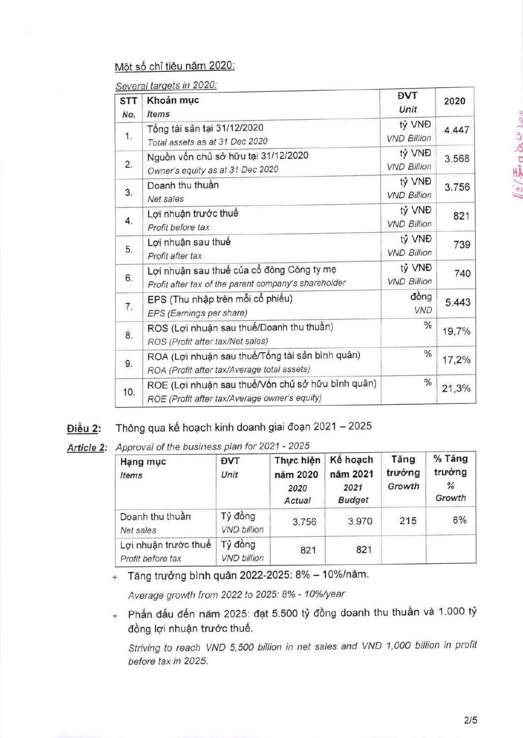Một số chỉ tiêu năm 2020:

*Several targets in 2020:*

| STT *No.* | Khoản mục *Items* | ĐVT *Unit* | 2020 |
|---|---|---|---|
| 1. | Tổng tài sản tại 31/12/2020 *Total assets as at 31 Dec 2020* | tỷ VNĐ *VND Billion* | 4.447 |
| 2. | Nguồn vốn chủ sở hữu tại 31/12/2020 *Owner's equity as at 31 Dec 2020* | tỷ VNĐ *VND Billion* | 3.568 |
| 3. | Doanh thu thuần *Net sales* | tỷ VNĐ *VND Billion* | 3.756 |
| 4. | Lợi nhuận trước thuế *Profit before tax* | tỷ VNĐ *VND Billion* | 821 |
| 5. | Lợi nhuận sau thuế *Profit after tax* | tỷ VNĐ *VND Billion* | 739 |
| 6. | Lợi nhuận sau thuế của cổ đông Công ty mẹ *Profit after tax of the parent company's shareholder* | tỷ VNĐ *VND Billion* | 740 |
| 7. | EPS (Thu nhập trên mỗi cổ phiếu) *EPS (Earnings per share)* | đồng *VND* | 5.443 |
| 8. | ROS (Lợi nhuận sau thuế/Doanh thu thuần) *ROS (Profit after tax/Net sales)* | % | 19,7% |
| 9. | ROA (Lợi nhuận sau thuế/Tổng tài sản bình quân) *ROA (Profit after tax/Average total assets)* | % | 17,2% |
| 10. | ROE (Lợi nhuận sau thuế/Vốn chủ sở hữu bình quân) *ROE (Profit after tax/Average owner's equity)* | % | 21,3% |

**Điều 2:** Thông qua kế hoạch kinh doanh giai đoạn 2021 – 2025

***Article 2:*** *Approval of the business plan for 2021 - 2025*

| Hạng mục *Items* | ĐVT *Unit* | Thực hiện năm 2020 *2020 Actual* | Kế hoạch năm 2021 *2021 Budget* | Tăng trưởng *Growth* | % Tăng trưởng *% Growth* |
|---|---|---|---|---|---|
| Doanh thu thuần *Net sales* | Tỷ đồng *VND billion* | 3.756 | 3.970 | 215 | 6% |
| Lợi nhuận trước thuế *Profit before tax* | Tỷ đồng *VND billion* | 821 | 821 | | |

- Tăng trưởng bình quân 2022-2025: 8% – 10%/năm.

  *Average growth from 2022 to 2025: 8% - 10%/year*

- Phấn đấu đến năm 2025: đạt 5.500 tỷ đồng doanh thu thuần và 1.000 tỷ đồng lợi nhuận trước thuế.

  *Striving to reach VND 5,500 billion in net sales and VND 1,000 billion in profit before tax in 2025.*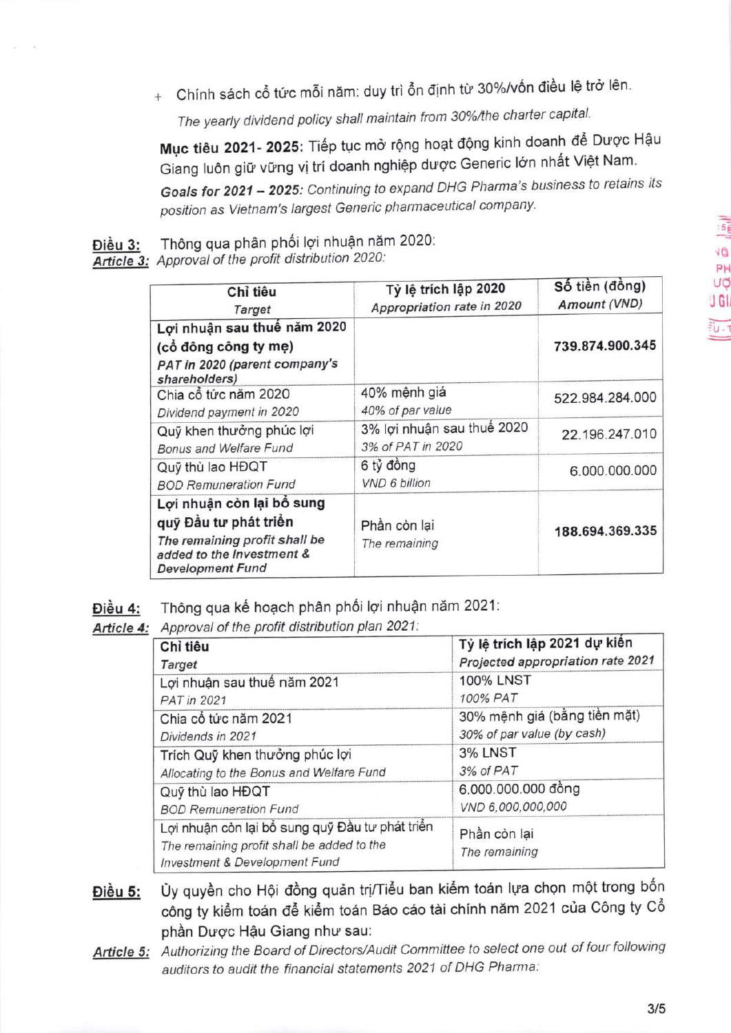+ Chính sách cổ tức mỗi năm: duy trì ổn định từ 30%/vốn điều lệ trở lên.

  *The yearly dividend policy shall maintain from 30%/the charter capital.*

**Mục tiêu 2021- 2025:** Tiếp tục mở rộng hoạt động kinh doanh để Dược Hậu Giang luôn giữ vững vị trí doanh nghiệp dược Generic lớn nhất Việt Nam.

***Goals for 2021 – 2025:*** *Continuing to expand DHG Pharma's business to retains its position as Vietnam's largest Generic pharmaceutical company.*

**Điều 3:** Thông qua phân phối lợi nhuận năm 2020:

***Article 3:*** *Approval of the profit distribution 2020:*

| Chỉ tiêu<br>*Target* | Tỷ lệ trích lập 2020<br>*Appropriation rate in 2020* | Số tiền (đồng)<br>*Amount (VND)* |
|---|---|---|
| **Lợi nhuận sau thuế năm 2020 (cổ đông công ty mẹ)**<br>***PAT in 2020 (parent company's shareholders)*** | | **739.874.900.345** |
| Chia cổ tức năm 2020<br>*Dividend payment in 2020* | 40% mệnh giá<br>*40% of par value* | 522.984.284.000 |
| Quỹ khen thưởng phúc lợi<br>*Bonus and Welfare Fund* | 3% lợi nhuận sau thuế 2020<br>*3% of PAT in 2020* | 22.196.247.010 |
| Quỹ thù lao HĐQT<br>*BOD Remuneration Fund* | 6 tỷ đồng<br>*VND 6 billion* | 6.000.000.000 |
| **Lợi nhuận còn lại bổ sung quỹ Đầu tư phát triển**<br>***The remaining profit shall be added to the Investment & Development Fund*** | Phần còn lại<br>*The remaining* | **188.694.369.335** |

**Điều 4:** Thông qua kế hoạch phân phối lợi nhuận năm 2021:

***Article 4:*** *Approval of the profit distribution plan 2021:*

| Chỉ tiêu<br>*Target* | Tỷ lệ trích lập 2021 dự kiến<br>*Projected appropriation rate 2021* |
|---|---|
| Lợi nhuận sau thuế năm 2021<br>*PAT in 2021* | 100% LNST<br>*100% PAT* |
| Chia cổ tức năm 2021<br>*Dividends in 2021* | 30% mệnh giá (bằng tiền mặt)<br>*30% of par value (by cash)* |
| Trích Quỹ khen thưởng phúc lợi<br>*Allocating to the Bonus and Welfare Fund* | 3% LNST<br>*3% of PAT* |
| Quỹ thù lao HĐQT<br>*BOD Remuneration Fund* | 6.000.000.000 đồng<br>*VND 6,000,000,000* |
| Lợi nhuận còn lại bổ sung quỹ Đầu tư phát triển<br>*The remaining profit shall be added to the Investment & Development Fund* | Phần còn lại<br>*The remaining* |

**Điều 5:** Ủy quyền cho Hội đồng quản trị/Tiểu ban kiểm toán lựa chọn một trong bốn công ty kiểm toán để kiểm toán Báo cáo tài chính năm 2021 của Công ty Cổ phần Dược Hậu Giang như sau:

***Article 5:*** *Authorizing the Board of Directors/Audit Committee to select one out of four following auditors to audit the financial statements 2021 of DHG Pharma:*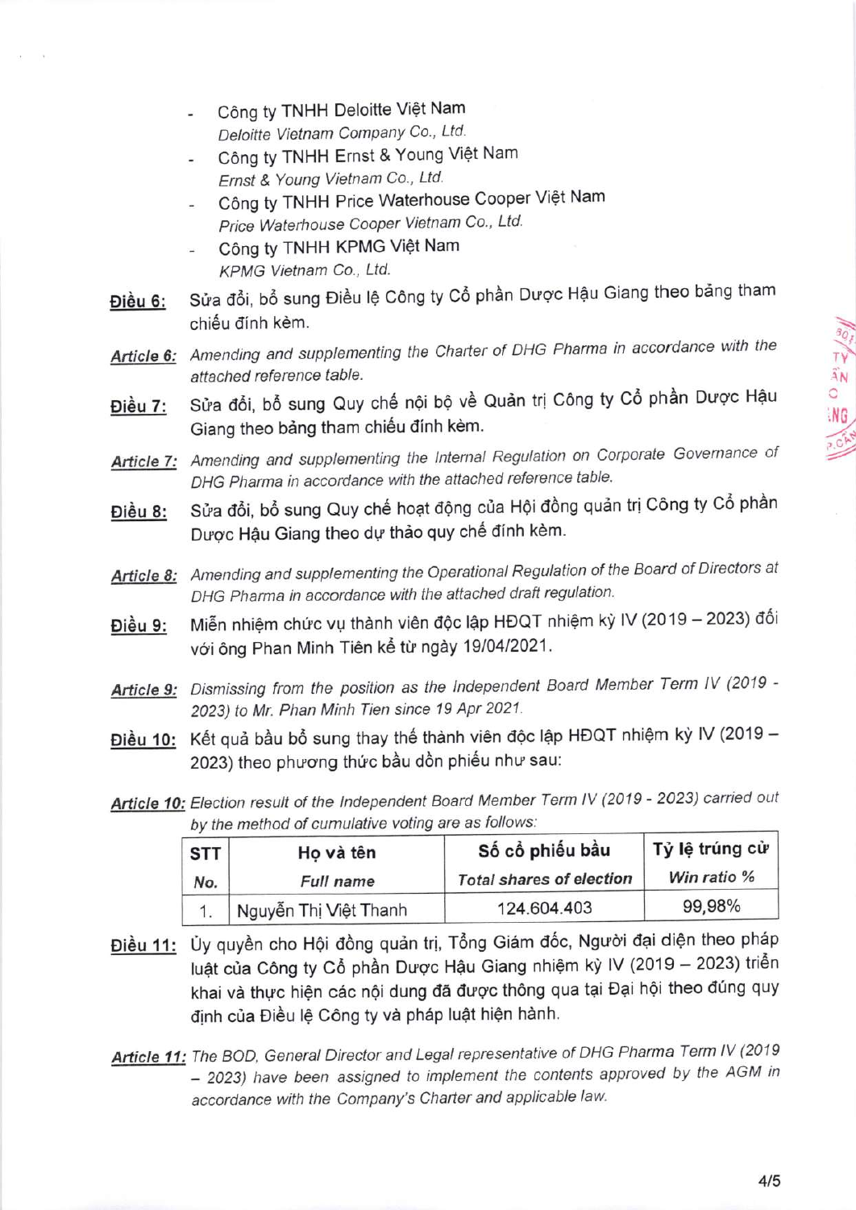- Công ty TNHH Deloitte Việt Nam
  *Deloitte Vietnam Company Co., Ltd.*
- Công ty TNHH Ernst & Young Việt Nam
  *Ernst & Young Vietnam Co., Ltd.*
- Công ty TNHH Price Waterhouse Cooper Việt Nam
  *Price Waterhouse Cooper Vietnam Co., Ltd.*
- Công ty TNHH KPMG Việt Nam
  *KPMG Vietnam Co., Ltd.*

**Điều 6:** Sửa đổi, bổ sung Điều lệ Công ty Cổ phần Dược Hậu Giang theo bảng tham chiếu đính kèm.

***Article 6:*** *Amending and supplementing the Charter of DHG Pharma in accordance with the attached reference table.*

**Điều 7:** Sửa đổi, bổ sung Quy chế nội bộ về Quản trị Công ty Cổ phần Dược Hậu Giang theo bảng tham chiếu đính kèm.

***Article 7:*** *Amending and supplementing the Internal Regulation on Corporate Governance of DHG Pharma in accordance with the attached reference table.*

**Điều 8:** Sửa đổi, bổ sung Quy chế hoạt động của Hội đồng quản trị Công ty Cổ phần Dược Hậu Giang theo dự thảo quy chế đính kèm.

***Article 8:*** *Amending and supplementing the Operational Regulation of the Board of Directors at DHG Pharma in accordance with the attached draft regulation.*

**Điều 9:** Miễn nhiệm chức vụ thành viên độc lập HĐQT nhiệm kỳ IV (2019 – 2023) đối với ông Phan Minh Tiên kể từ ngày 19/04/2021.

***Article 9:*** *Dismissing from the position as the Independent Board Member Term IV (2019 - 2023) to Mr. Phan Minh Tien since 19 Apr 2021.*

**Điều 10:** Kết quả bầu bổ sung thay thế thành viên độc lập HĐQT nhiệm kỳ IV (2019 – 2023) theo phương thức bầu dồn phiếu như sau:

***Article 10:*** *Election result of the Independent Board Member Term IV (2019 - 2023) carried out by the method of cumulative voting are as follows:*

| STT<br>*No.* | Họ và tên<br>*Full name* | Số cổ phiếu bầu<br>*Total shares of election* | Tỷ lệ trúng cử<br>*Win ratio %* |
|---|---|---|---|
| 1. | Nguyễn Thị Việt Thanh | 124.604.403 | 99,98% |

**Điều 11:** Ủy quyền cho Hội đồng quản trị, Tổng Giám đốc, Người đại diện theo pháp luật của Công ty Cổ phần Dược Hậu Giang nhiệm kỳ IV (2019 – 2023) triển khai và thực hiện các nội dung đã được thông qua tại Đại hội theo đúng quy định của Điều lệ Công ty và pháp luật hiện hành.

***Article 11:*** *The BOD, General Director and Legal representative of DHG Pharma Term IV (2019 – 2023) have been assigned to implement the contents approved by the AGM in accordance with the Company's Charter and applicable law.*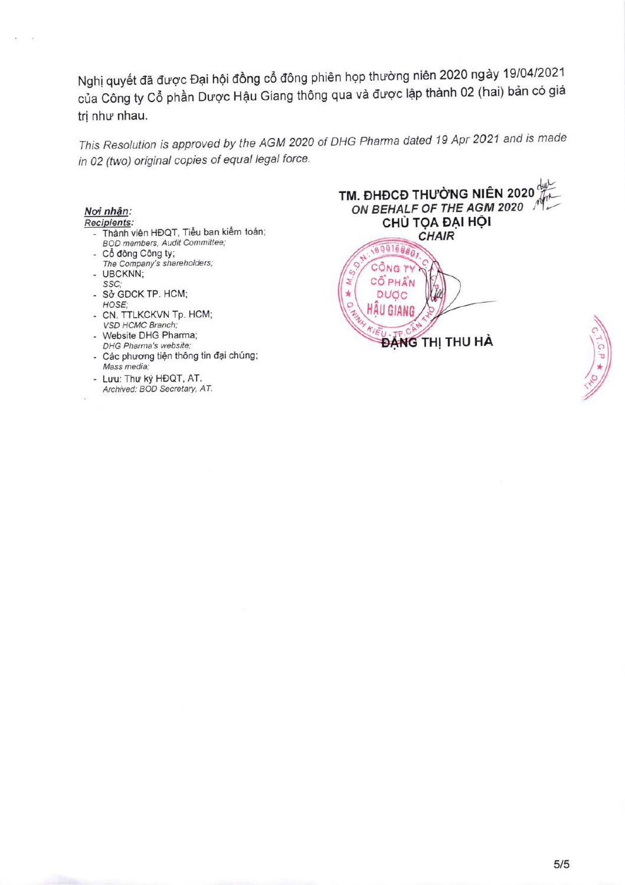Nghị quyết đã được Đại hội đồng cổ đông phiên họp thường niên 2020 ngày 19/04/2021 của Công ty Cổ phần Dược Hậu Giang thông qua và được lập thành 02 (hai) bản có giá trị như nhau.

*This Resolution is approved by the AGM 2020 of DHG Pharma dated 19 Apr 2021 and is made in 02 (two) original copies of equal legal force.*

**TM. ĐHĐCĐ THƯỜNG NIÊN 2020**
***ON BEHALF OF THE AGM 2020***
**CHỦ TỌA ĐẠI HỘI**
***CHAIR***

**ĐẶNG THỊ THU HÀ**

***Nơi nhận:***
***Recipients:***

- Thành viên HĐQT, Tiểu ban kiểm toán;
  *BOD members, Audit Committee;*
- Cổ đông Công ty;
  *The Company's shareholders;*
- UBCKNN;
  *SSC;*
- Sở GDCK TP. HCM;
  *HOSE;*
- CN. TTLKCKVN Tp. HCM;
  *VSD HCMC Branch;*
- Website DHG Pharma;
  *DHG Pharma's website;*
- Các phương tiện thông tin đại chúng;
  *Mass media;*
- Lưu: Thư ký HĐQT, AT.
  *Archived: BOD Secretary, AT.*